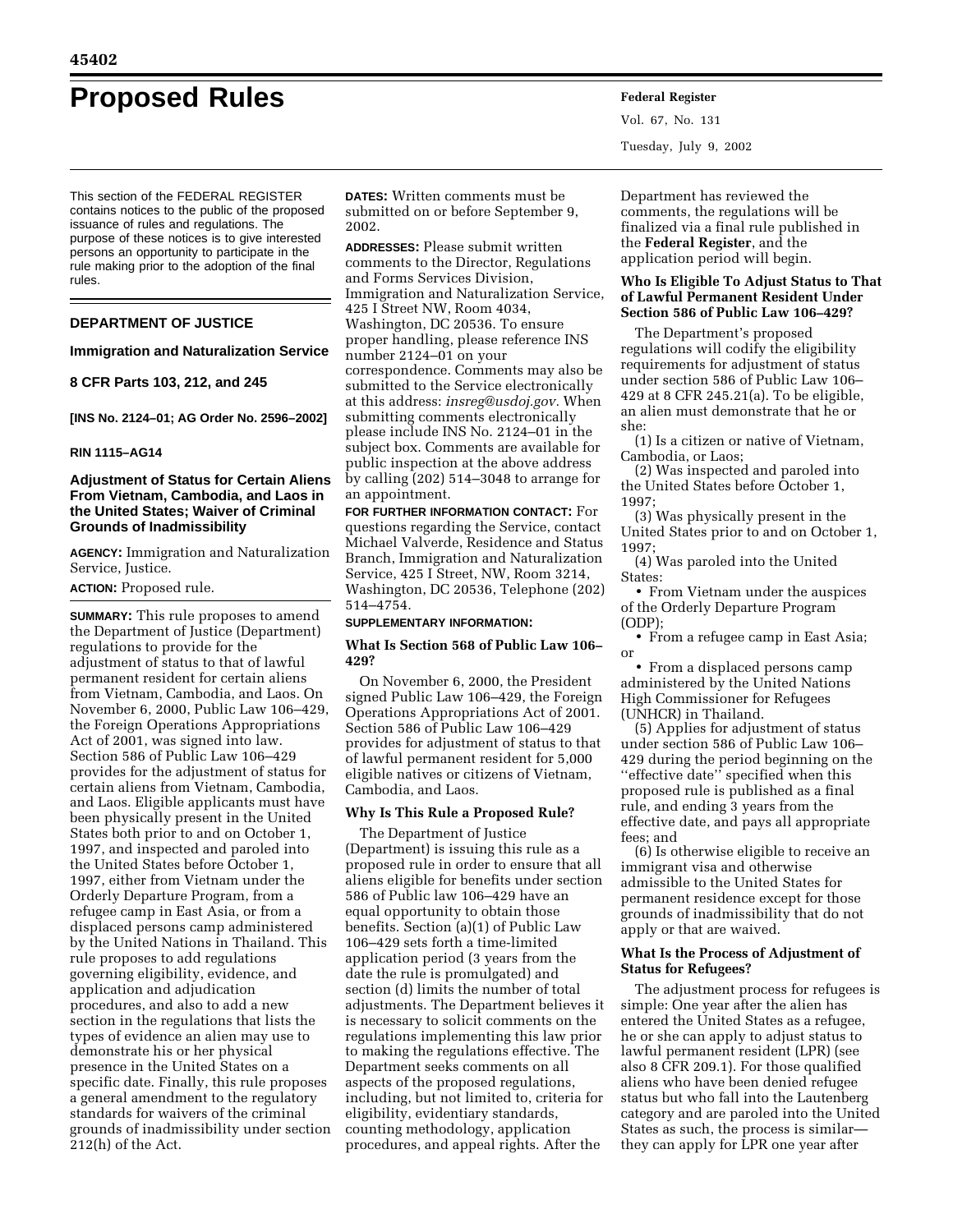# Proposed Rules

This section of the FEDERAL REGISTER contains notices to the public of the proposed issuance of rules and regulations. The purpose of these notices is to give interested persons an opportunity to participate in the rule making prior to the adoption of the final rules.

## DEPARTMENT OF JUSTICE

### Immigration and Naturalization Service

### 8 CFR Parts 103, 212, and 245

**[INS No. 2124–01; AG Order No. 2596–2002]**

**RIN 1115–AG14**

### Adjustment of Status for Certain Aliens From Vietnam, Cambodia, and Laos in the United States; Waiver of Criminal Grounds of Inadmissibility

**AGENCY:** Immigration and Naturalization Service, Justice.

**ACTION:** Proposed rule.

**SUMMARY:** This rule proposes to amend the Department of Justice (Department) regulations to provide for the adjustment of status to that of lawful permanent resident for certain aliens from Vietnam, Cambodia, and Laos. On November 6, 2000, Public Law 106–429, the Foreign Operations Appropriations Act of 2001, was signed into law. Section 586 of Public Law 106–429 provides for the adjustment of status for certain aliens from Vietnam, Cambodia, and Laos. Eligible applicants must have been physically present in the United States both prior to and on October 1, 1997, and inspected and paroled into the United States before October 1, 1997, either from Vietnam under the Orderly Departure Program, from a refugee camp in East Asia, or from a displaced persons camp administered by the United Nations in Thailand. This rule proposes to add regulations governing eligibility, evidence, and application and adjudication procedures, and also to add a new section in the regulations that lists the types of evidence an alien may use to demonstrate his or her physical presence in the United States on a specific date. Finally, this rule proposes a general amendment to the regulatory standards for waivers of the criminal grounds of inadmissibility under section 212(h) of the Act.

**DATES:** Written comments must be submitted on or before September 9, 2002.

**ADDRESSES:** Please submit written comments to the Director, Regulations and Forms Services Division, Immigration and Naturalization Service, 425 I Street NW, Room 4034, Washington, DC 20536. To ensure proper handling, please reference INS number 2124–01 on your correspondence. Comments may also be submitted to the Service electronically at this address: *insreg@usdoj.gov.* When submitting comments electronically please include INS No. 2124–01 in the subject box. Comments are available for public inspection at the above address by calling (202) 514–3048 to arrange for an appointment.

**FOR FURTHER INFORMATION CONTACT:** For questions regarding the Service, contact Michael Valverde, Residence and Status Branch, Immigration and Naturalization Service, 425 I Street, NW, Room 3214, Washington, DC 20536, Telephone (202) 514–4754.

**SUPPLEMENTARY INFORMATION:**

### What Is Section 568 of Public Law 106–429?

On November 6, 2000, the President signed Public Law 106–429, the Foreign Operations Appropriations Act of 2001. Section 586 of Public Law 106–429 provides for adjustment of status to that of lawful permanent resident for 5,000 eligible natives or citizens of Vietnam, Cambodia, and Laos.

### Why Is This Rule a Proposed Rule?

The Department of Justice (Department) is issuing this rule as a proposed rule in order to ensure that all aliens eligible for benefits under section 586 of Public law 106–429 have an equal opportunity to obtain those benefits. Section (a)(1) of Public Law 106–429 sets forth a time-limited application period (3 years from the date the rule is promulgated) and section (d) limits the number of total adjustments. The Department believes it is necessary to solicit comments on the regulations implementing this law prior to making the regulations effective. The Department seeks comments on all aspects of the proposed regulations, including, but not limited to, criteria for eligibility, evidentiary standards, counting methodology, application procedures, and appeal rights. After the Department has reviewed the comments, the regulations will be finalized via a final rule published in the **Federal Register**, and the application period will begin.

### Who Is Eligible To Adjust Status to That of Lawful Permanent Resident Under Section 586 of Public Law 106–429?

The Department's proposed regulations will codify the eligibility requirements for adjustment of status under section 586 of Public Law 106–429 at 8 CFR 245.21(a). To be eligible, an alien must demonstrate that he or she:

(1) Is a citizen or native of Vietnam, Cambodia, or Laos;

(2) Was inspected and paroled into the United States before October 1, 1997;

(3) Was physically present in the United States prior to and on October 1, 1997;

(4) Was paroled into the United States:

- From Vietnam under the auspices of the Orderly Departure Program (ODP);
- From a refugee camp in East Asia; or
- From a displaced persons camp administered by the United Nations High Commissioner for Refugees (UNHCR) in Thailand.

(5) Applies for adjustment of status under section 586 of Public Law 106–429 during the period beginning on the ''effective date'' specified when this proposed rule is published as a final rule, and ending 3 years from the effective date, and pays all appropriate fees; and

(6) Is otherwise eligible to receive an immigrant visa and otherwise admissible to the United States for permanent residence except for those grounds of inadmissibility that do not apply or that are waived.

### What Is the Process of Adjustment of Status for Refugees?

The adjustment process for refugees is simple: One year after the alien has entered the United States as a refugee, he or she can apply to adjust status to lawful permanent resident (LPR) (see also 8 CFR 209.1). For those qualified aliens who have been denied refugee status but who fall into the Lautenberg category and are paroled into the United States as such, the process is similar—they can apply for LPR one year after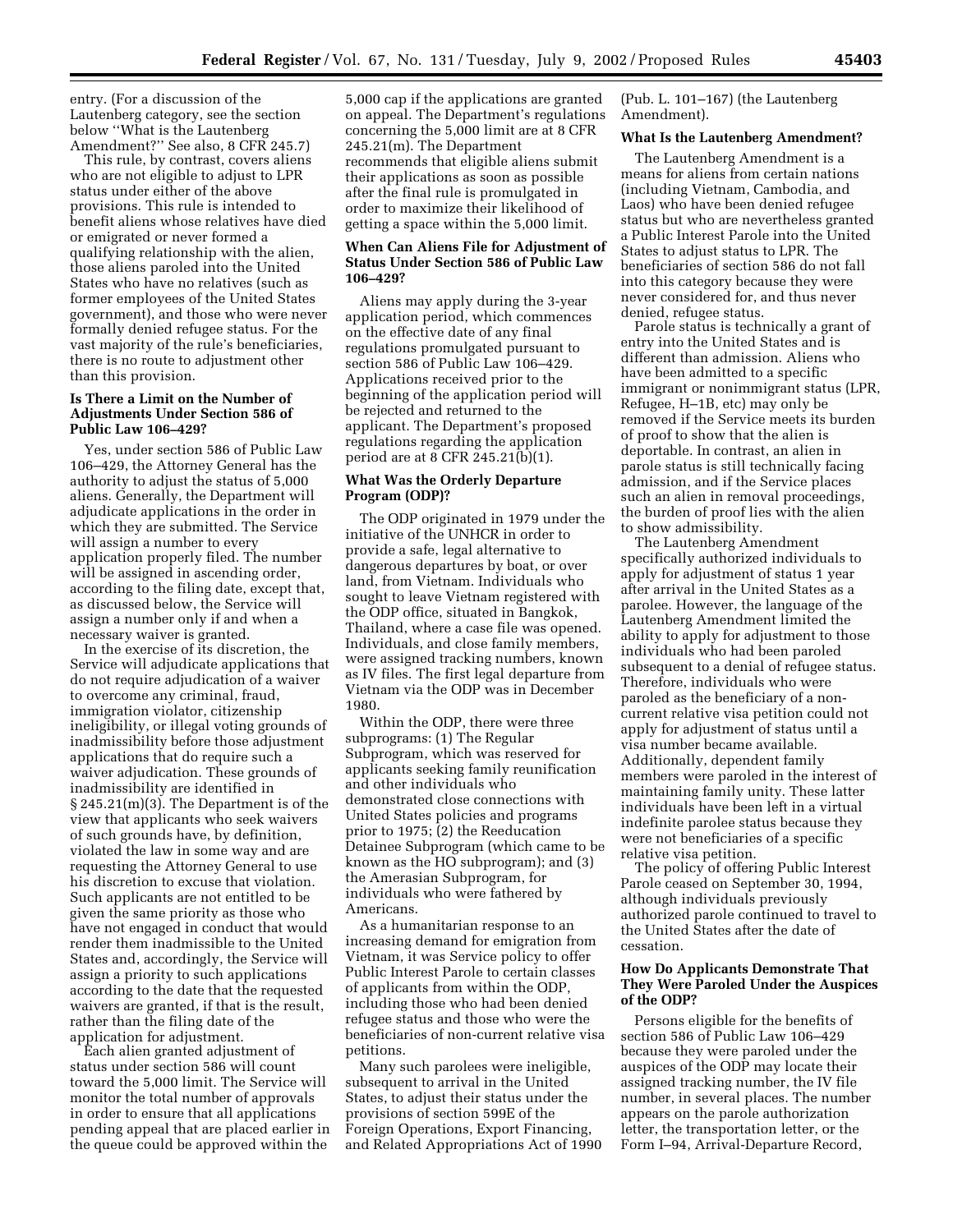entry. (For a discussion of the Lautenberg category, see the section below ''What is the Lautenberg Amendment?'' See also, 8 CFR 245.7)

This rule, by contrast, covers aliens who are not eligible to adjust to LPR status under either of the above provisions. This rule is intended to benefit aliens whose relatives have died or emigrated or never formed a qualifying relationship with the alien, those aliens paroled into the United States who have no relatives (such as former employees of the United States government), and those who were never formally denied refugee status. For the vast majority of the rule's beneficiaries, there is no route to adjustment other than this provision.

### Is There a Limit on the Number of Adjustments Under Section 586 of Public Law 106–429?

Yes, under section 586 of Public Law 106–429, the Attorney General has the authority to adjust the status of 5,000 aliens. Generally, the Department will adjudicate applications in the order in which they are submitted. The Service will assign a number to every application properly filed. The number will be assigned in ascending order, according to the filing date, except that, as discussed below, the Service will assign a number only if and when a necessary waiver is granted.

In the exercise of its discretion, the Service will adjudicate applications that do not require adjudication of a waiver to overcome any criminal, fraud, immigration violator, citizenship ineligibility, or illegal voting grounds of inadmissibility before those adjustment applications that do require such a waiver adjudication. These grounds of inadmissibility are identified in § 245.21(m)(3). The Department is of the view that applicants who seek waivers of such grounds have, by definition, violated the law in some way and are requesting the Attorney General to use his discretion to excuse that violation. Such applicants are not entitled to be given the same priority as those who have not engaged in conduct that would render them inadmissible to the United States and, accordingly, the Service will assign a priority to such applications according to the date that the requested waivers are granted, if that is the result, rather than the filing date of the application for adjustment.

Each alien granted adjustment of status under section 586 will count toward the 5,000 limit. The Service will monitor the total number of approvals in order to ensure that all applications pending appeal that are placed earlier in the queue could be approved within the 5,000 cap if the applications are granted on appeal. The Department's regulations concerning the 5,000 limit are at 8 CFR 245.21(m). The Department recommends that eligible aliens submit their applications as soon as possible after the final rule is promulgated in order to maximize their likelihood of getting a space within the 5,000 limit.

### When Can Aliens File for Adjustment of Status Under Section 586 of Public Law 106–429?

Aliens may apply during the 3-year application period, which commences on the effective date of any final regulations promulgated pursuant to section 586 of Public Law 106–429. Applications received prior to the beginning of the application period will be rejected and returned to the applicant. The Department's proposed regulations regarding the application period are at 8 CFR 245.21(b)(1).

### What Was the Orderly Departure Program (ODP)?

The ODP originated in 1979 under the initiative of the UNHCR in order to provide a safe, legal alternative to dangerous departures by boat, or over land, from Vietnam. Individuals who sought to leave Vietnam registered with the ODP office, situated in Bangkok, Thailand, where a case file was opened. Individuals, and close family members, were assigned tracking numbers, known as IV files. The first legal departure from Vietnam via the ODP was in December 1980.

Within the ODP, there were three subprograms: (1) The Regular Subprogram, which was reserved for applicants seeking family reunification and other individuals who demonstrated close connections with United States policies and programs prior to 1975; (2) the Reeducation Detainee Subprogram (which came to be known as the HO subprogram); and (3) the Amerasian Subprogram, for individuals who were fathered by Americans.

As a humanitarian response to an increasing demand for emigration from Vietnam, it was Service policy to offer Public Interest Parole to certain classes of applicants from within the ODP, including those who had been denied refugee status and those who were the beneficiaries of non-current relative visa petitions.

Many such parolees were ineligible, subsequent to arrival in the United States, to adjust their status under the provisions of section 599E of the Foreign Operations, Export Financing, and Related Appropriations Act of 1990 (Pub. L. 101–167) (the Lautenberg Amendment).

### What Is the Lautenberg Amendment?

The Lautenberg Amendment is a means for aliens from certain nations (including Vietnam, Cambodia, and Laos) who have been denied refugee status but who are nevertheless granted a Public Interest Parole into the United States to adjust status to LPR. The beneficiaries of section 586 do not fall into this category because they were never considered for, and thus never denied, refugee status.

Parole status is technically a grant of entry into the United States and is different than admission. Aliens who have been admitted to a specific immigrant or nonimmigrant status (LPR, Refugee, H–1B, etc) may only be removed if the Service meets its burden of proof to show that the alien is deportable. In contrast, an alien in parole status is still technically facing admission, and if the Service places such an alien in removal proceedings, the burden of proof lies with the alien to show admissibility.

The Lautenberg Amendment specifically authorized individuals to apply for adjustment of status 1 year after arrival in the United States as a parolee. However, the language of the Lautenberg Amendment limited the ability to apply for adjustment to those individuals who had been paroled subsequent to a denial of refugee status. Therefore, individuals who were paroled as the beneficiary of a non-current relative visa petition could not apply for adjustment of status until a visa number became available. Additionally, dependent family members were paroled in the interest of maintaining family unity. These latter individuals have been left in a virtual indefinite parolee status because they were not beneficiaries of a specific relative visa petition.

The policy of offering Public Interest Parole ceased on September 30, 1994, although individuals previously authorized parole continued to travel to the United States after the date of cessation.

### How Do Applicants Demonstrate That They Were Paroled Under the Auspices of the ODP?

Persons eligible for the benefits of section 586 of Public Law 106–429 because they were paroled under the auspices of the ODP may locate their assigned tracking number, the IV file number, in several places. The number appears on the parole authorization letter, the transportation letter, or the Form I–94, Arrival-Departure Record,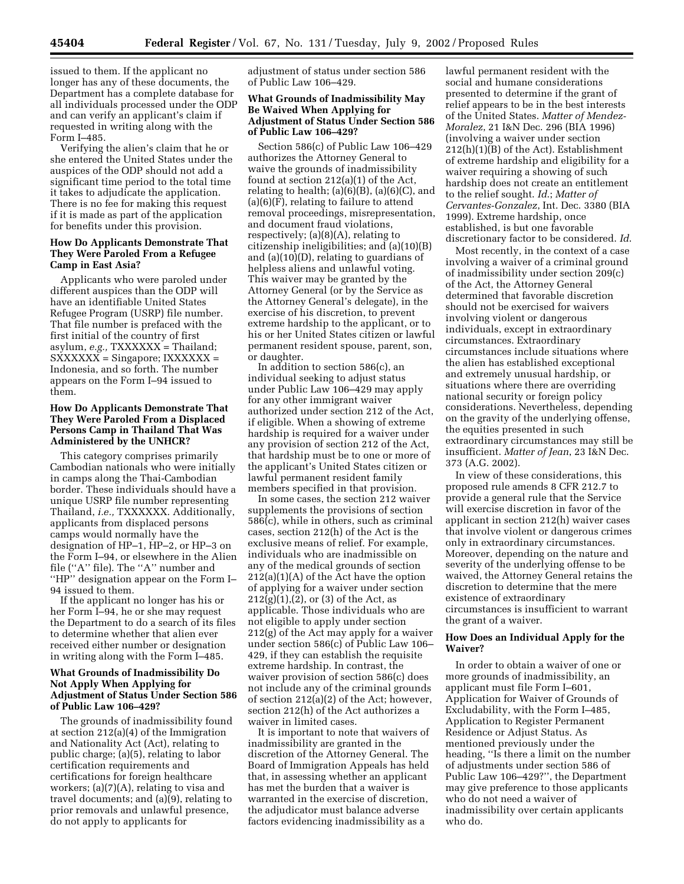issued to them. If the applicant no longer has any of these documents, the Department has a complete database for all individuals processed under the ODP and can verify an applicant's claim if requested in writing along with the Form I–485.

Verifying the alien's claim that he or she entered the United States under the auspices of the ODP should not add a significant time period to the total time it takes to adjudicate the application. There is no fee for making this request if it is made as part of the application for benefits under this provision.

### How Do Applicants Demonstrate That They Were Paroled From a Refugee Camp in East Asia?

Applicants who were paroled under different auspices than the ODP will have an identifiable United States Refugee Program (USRP) file number. That file number is prefaced with the first initial of the country of first asylum, *e.g.,* TXXXXXX = Thailand; SXXXXXX = Singapore; IXXXXXX = Indonesia, and so forth. The number appears on the Form I–94 issued to them.

### How Do Applicants Demonstrate That They Were Paroled From a Displaced Persons Camp in Thailand That Was Administered by the UNHCR?

This category comprises primarily Cambodian nationals who were initially in camps along the Thai-Cambodian border. These individuals should have a unique USRP file number representing Thailand, *i.e.,* TXXXXXX. Additionally, applicants from displaced persons camps would normally have the designation of HP–1, HP–2, or HP–3 on the Form I–94, or elsewhere in the Alien file ("A" file). The "A" number and "HP" designation appear on the Form I–94 issued to them.

If the applicant no longer has his or her Form I–94, he or she may request the Department to do a search of its files to determine whether that alien ever received either number or designation in writing along with the Form I–485.

### What Grounds of Inadmissibility Do Not Apply When Applying for Adjustment of Status Under Section 586 of Public Law 106–429?

The grounds of inadmissibility found at section 212(a)(4) of the Immigration and Nationality Act (Act), relating to public charge; (a)(5), relating to labor certification requirements and certifications for foreign healthcare workers; (a)(7)(A), relating to visa and travel documents; and (a)(9), relating to prior removals and unlawful presence, do not apply to applicants for adjustment of status under section 586 of Public Law 106–429.

### What Grounds of Inadmissibility May Be Waived When Applying for Adjustment of Status Under Section 586 of Public Law 106–429?

Section 586(c) of Public Law 106–429 authorizes the Attorney General to waive the grounds of inadmissibility found at section 212(a)(1) of the Act, relating to health; (a)(6)(B), (a)(6)(C), and (a)(6)(F), relating to failure to attend removal proceedings, misrepresentation, and document fraud violations, respectively; (a)(8)(A), relating to citizenship ineligibilities; and (a)(10)(B) and (a)(10)(D), relating to guardians of helpless aliens and unlawful voting. This waiver may be granted by the Attorney General (or by the Service as the Attorney General's delegate), in the exercise of his discretion, to prevent extreme hardship to the applicant, or to his or her United States citizen or lawful permanent resident spouse, parent, son, or daughter.

In addition to section 586(c), an individual seeking to adjust status under Public Law 106–429 may apply for any other immigrant waiver authorized under section 212 of the Act, if eligible. When a showing of extreme hardship is required for a waiver under any provision of section 212 of the Act, that hardship must be to one or more of the applicant's United States citizen or lawful permanent resident family members specified in that provision.

In some cases, the section 212 waiver supplements the provisions of section 586(c), while in others, such as criminal cases, section 212(h) of the Act is the exclusive means of relief. For example, individuals who are inadmissible on any of the medical grounds of section 212(a)(1)(A) of the Act have the option of applying for a waiver under section 212(g)(1),(2), or (3) of the Act, as applicable. Those individuals who are not eligible to apply under section 212(g) of the Act may apply for a waiver under section 586(c) of Public Law 106–429, if they can establish the requisite extreme hardship. In contrast, the waiver provision of section 586(c) does not include any of the criminal grounds of section 212(a)(2) of the Act; however, section 212(h) of the Act authorizes a waiver in limited cases.

It is important to note that waivers of inadmissibility are granted in the discretion of the Attorney General. The Board of Immigration Appeals has held that, in assessing whether an applicant has met the burden that a waiver is warranted in the exercise of discretion, the adjudicator must balance adverse factors evidencing inadmissibility as a lawful permanent resident with the social and humane considerations presented to determine if the grant of relief appears to be in the best interests of the United States. *Matter of Mendez-Moralez,* 21 I&N Dec. 296 (BIA 1996) (involving a waiver under section 212(h)(1)(B) of the Act). Establishment of extreme hardship and eligibility for a waiver requiring a showing of such hardship does not create an entitlement to the relief sought. *Id.*; *Matter of Cervantes-Gonzalez,* Int. Dec. 3380 (BIA 1999). Extreme hardship, once established, is but one favorable discretionary factor to be considered. *Id.*

Most recently, in the context of a case involving a waiver of a criminal ground of inadmissibility under section 209(c) of the Act, the Attorney General determined that favorable discretion should not be exercised for waivers involving violent or dangerous individuals, except in extraordinary circumstances. Extraordinary circumstances include situations where the alien has established exceptional and extremely unusual hardship, or situations where there are overriding national security or foreign policy considerations. Nevertheless, depending on the gravity of the underlying offense, the equities presented in such extraordinary circumstances may still be insufficient. *Matter of Jean,* 23 I&N Dec. 373 (A.G. 2002).

In view of these considerations, this proposed rule amends 8 CFR 212.7 to provide a general rule that the Service will exercise discretion in favor of the applicant in section 212(h) waiver cases that involve violent or dangerous crimes only in extraordinary circumstances. Moreover, depending on the nature and severity of the underlying offense to be waived, the Attorney General retains the discretion to determine that the mere existence of extraordinary circumstances is insufficient to warrant the grant of a waiver.

### How Does an Individual Apply for the Waiver?

In order to obtain a waiver of one or more grounds of inadmissibility, an applicant must file Form I–601, Application for Waiver of Grounds of Excludability, with the Form I–485, Application to Register Permanent Residence or Adjust Status. As mentioned previously under the heading, "Is there a limit on the number of adjustments under section 586 of Public Law 106–429?", the Department may give preference to those applicants who do not need a waiver of inadmissibility over certain applicants who do.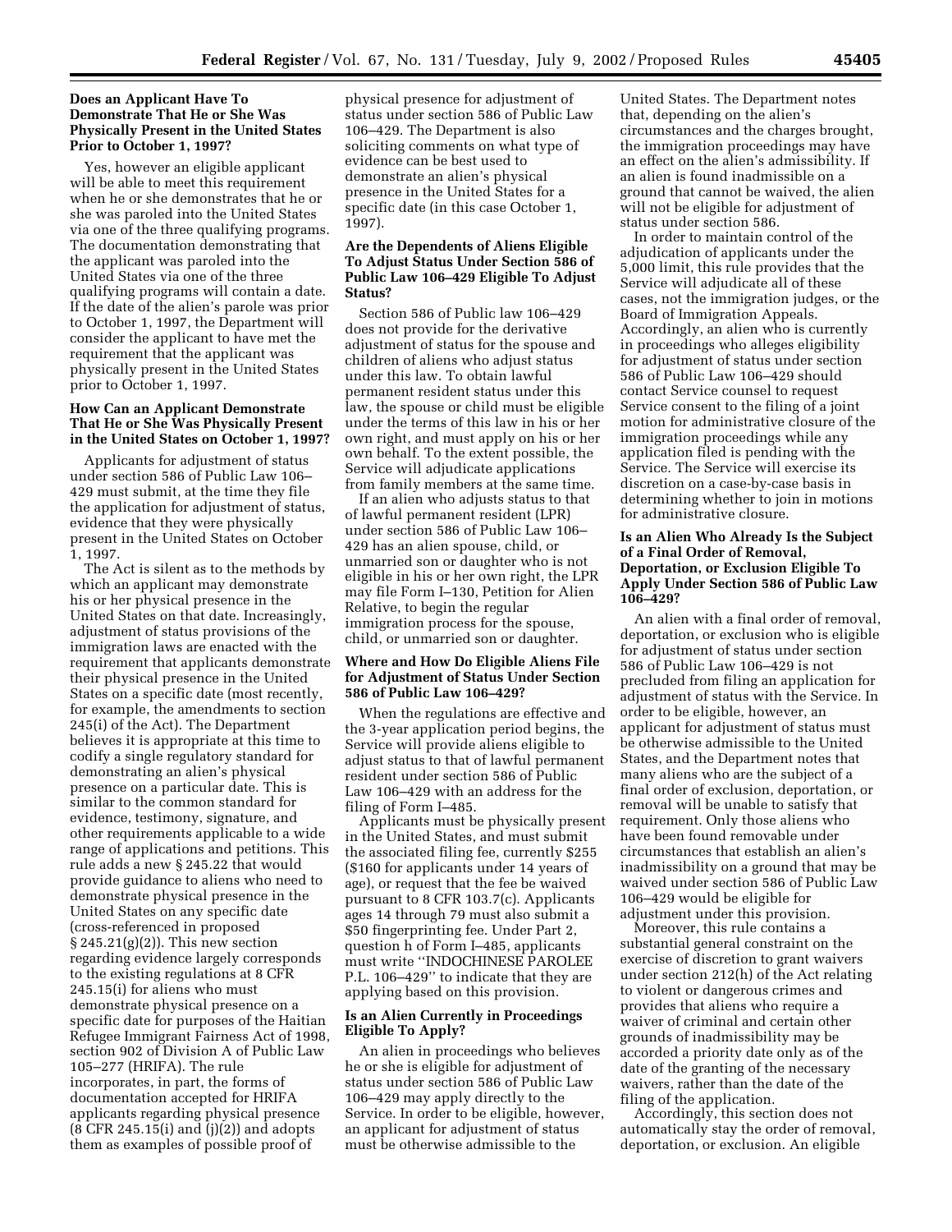### Does an Applicant Have To Demonstrate That He or She Was Physically Present in the United States Prior to October 1, 1997?

Yes, however an eligible applicant will be able to meet this requirement when he or she demonstrates that he or she was paroled into the United States via one of the three qualifying programs. The documentation demonstrating that the applicant was paroled into the United States via one of the three qualifying programs will contain a date. If the date of the alien's parole was prior to October 1, 1997, the Department will consider the applicant to have met the requirement that the applicant was physically present in the United States prior to October 1, 1997.

### How Can an Applicant Demonstrate That He or She Was Physically Present in the United States on October 1, 1997?

Applicants for adjustment of status under section 586 of Public Law 106–429 must submit, at the time they file the application for adjustment of status, evidence that they were physically present in the United States on October 1, 1997.

The Act is silent as to the methods by which an applicant may demonstrate his or her physical presence in the United States on that date. Increasingly, adjustment of status provisions of the immigration laws are enacted with the requirement that applicants demonstrate their physical presence in the United States on a specific date (most recently, for example, the amendments to section 245(i) of the Act). The Department believes it is appropriate at this time to codify a single regulatory standard for demonstrating an alien's physical presence on a particular date. This is similar to the common standard for evidence, testimony, signature, and other requirements applicable to a wide range of applications and petitions. This rule adds a new § 245.22 that would provide guidance to aliens who need to demonstrate physical presence in the United States on any specific date (cross-referenced in proposed § 245.21(g)(2)). This new section regarding evidence largely corresponds to the existing regulations at 8 CFR 245.15(i) for aliens who must demonstrate physical presence on a specific date for purposes of the Haitian Refugee Immigrant Fairness Act of 1998, section 902 of Division A of Public Law 105–277 (HRIFA). The rule incorporates, in part, the forms of documentation accepted for HRIFA applicants regarding physical presence (8 CFR 245.15(i) and (j)(2)) and adopts them as examples of possible proof of physical presence for adjustment of status under section 586 of Public Law 106–429. The Department is also soliciting comments on what type of evidence can be best used to demonstrate an alien's physical presence in the United States for a specific date (in this case October 1, 1997).

### Are the Dependents of Aliens Eligible To Adjust Status Under Section 586 of Public Law 106–429 Eligible To Adjust Status?

Section 586 of Public law 106–429 does not provide for the derivative adjustment of status for the spouse and children of aliens who adjust status under this law. To obtain lawful permanent resident status under this law, the spouse or child must be eligible under the terms of this law in his or her own right, and must apply on his or her own behalf. To the extent possible, the Service will adjudicate applications from family members at the same time.

If an alien who adjusts status to that of lawful permanent resident (LPR) under section 586 of Public Law 106–429 has an alien spouse, child, or unmarried son or daughter who is not eligible in his or her own right, the LPR may file Form I–130, Petition for Alien Relative, to begin the regular immigration process for the spouse, child, or unmarried son or daughter.

### Where and How Do Eligible Aliens File for Adjustment of Status Under Section 586 of Public Law 106–429?

When the regulations are effective and the 3-year application period begins, the Service will provide aliens eligible to adjust status to that of lawful permanent resident under section 586 of Public Law 106–429 with an address for the filing of Form I–485.

Applicants must be physically present in the United States, and must submit the associated filing fee, currently $255 ($160 for applicants under 14 years of age), or request that the fee be waived pursuant to 8 CFR 103.7(c). Applicants ages 14 through 79 must also submit a $50 fingerprinting fee. Under Part 2, question h of Form I–485, applicants must write ''INDOCHINESE PAROLEE P.L. 106–429'' to indicate that they are applying based on this provision.

### Is an Alien Currently in Proceedings Eligible To Apply?

An alien in proceedings who believes he or she is eligible for adjustment of status under section 586 of Public Law 106–429 may apply directly to the Service. In order to be eligible, however, an applicant for adjustment of status must be otherwise admissible to the United States. The Department notes that, depending on the alien's circumstances and the charges brought, the immigration proceedings may have an effect on the alien's admissibility. If an alien is found inadmissible on a ground that cannot be waived, the alien will not be eligible for adjustment of status under section 586.

In order to maintain control of the adjudication of applicants under the 5,000 limit, this rule provides that the Service will adjudicate all of these cases, not the immigration judges, or the Board of Immigration Appeals. Accordingly, an alien who is currently in proceedings who alleges eligibility for adjustment of status under section 586 of Public Law 106–429 should contact Service counsel to request Service consent to the filing of a joint motion for administrative closure of the immigration proceedings while any application filed is pending with the Service. The Service will exercise its discretion on a case-by-case basis in determining whether to join in motions for administrative closure.

### Is an Alien Who Already Is the Subject of a Final Order of Removal, Deportation, or Exclusion Eligible To Apply Under Section 586 of Public Law 106–429?

An alien with a final order of removal, deportation, or exclusion who is eligible for adjustment of status under section 586 of Public Law 106–429 is not precluded from filing an application for adjustment of status with the Service. In order to be eligible, however, an applicant for adjustment of status must be otherwise admissible to the United States, and the Department notes that many aliens who are the subject of a final order of exclusion, deportation, or removal will be unable to satisfy that requirement. Only those aliens who have been found removable under circumstances that establish an alien's inadmissibility on a ground that may be waived under section 586 of Public Law 106–429 would be eligible for adjustment under this provision.

Moreover, this rule contains a substantial general constraint on the exercise of discretion to grant waivers under section 212(h) of the Act relating to violent or dangerous crimes and provides that aliens who require a waiver of criminal and certain other grounds of inadmissibility may be accorded a priority date only as of the date of the granting of the necessary waivers, rather than the date of the filing of the application.

Accordingly, this section does not automatically stay the order of removal, deportation, or exclusion. An eligible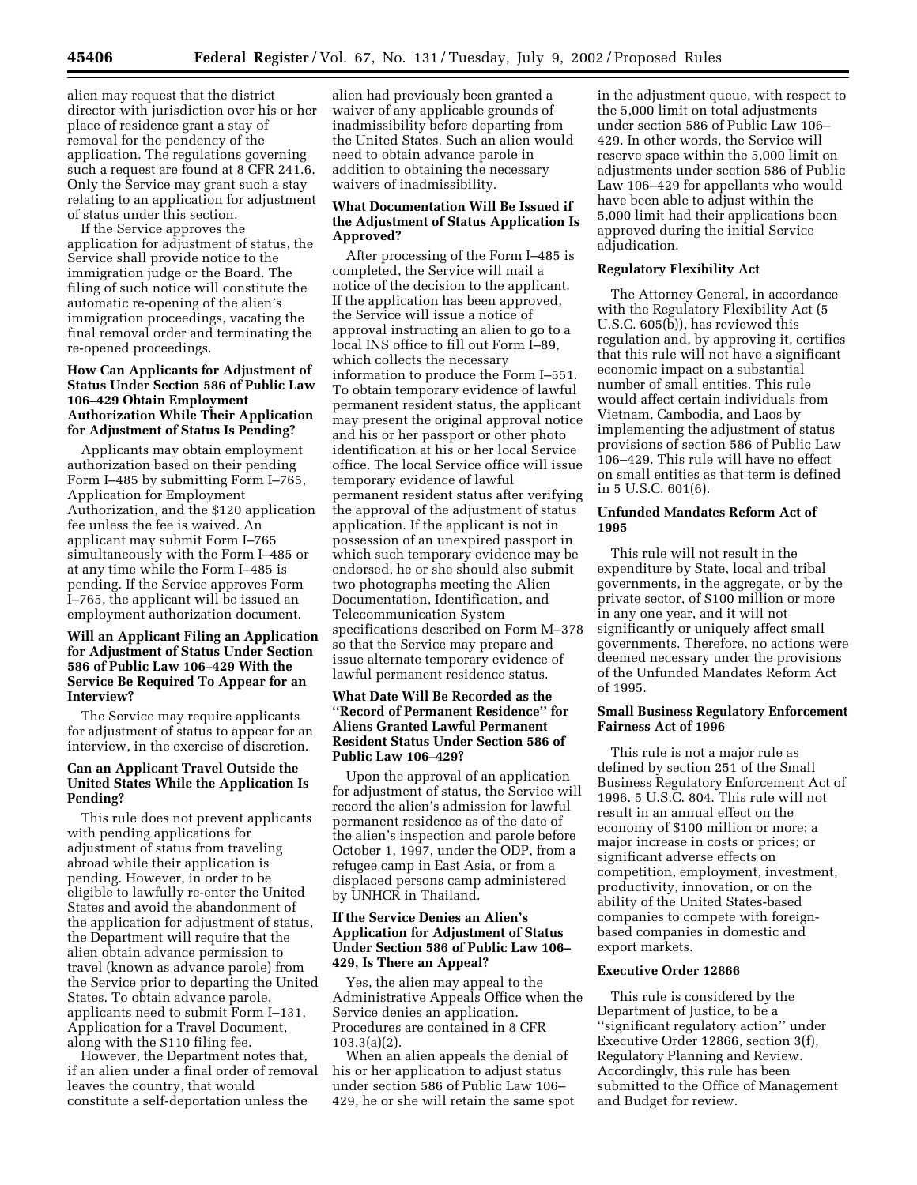alien may request that the district director with jurisdiction over his or her place of residence grant a stay of removal for the pendency of the application. The regulations governing such a request are found at 8 CFR 241.6. Only the Service may grant such a stay relating to an application for adjustment of status under this section.

If the Service approves the application for adjustment of status, the Service shall provide notice to the immigration judge or the Board. The filing of such notice will constitute the automatic re-opening of the alien's immigration proceedings, vacating the final removal order and terminating the re-opened proceedings.

### How Can Applicants for Adjustment of Status Under Section 586 of Public Law 106–429 Obtain Employment Authorization While Their Application for Adjustment of Status Is Pending?

Applicants may obtain employment authorization based on their pending Form I–485 by submitting Form I–765, Application for Employment Authorization, and the $120 application fee unless the fee is waived. An applicant may submit Form I–765 simultaneously with the Form I–485 or at any time while the Form I–485 is pending. If the Service approves Form I–765, the applicant will be issued an employment authorization document.

### Will an Applicant Filing an Application for Adjustment of Status Under Section 586 of Public Law 106–429 With the Service Be Required To Appear for an Interview?

The Service may require applicants for adjustment of status to appear for an interview, in the exercise of discretion.

### Can an Applicant Travel Outside the United States While the Application Is Pending?

This rule does not prevent applicants with pending applications for adjustment of status from traveling abroad while their application is pending. However, in order to be eligible to lawfully re-enter the United States and avoid the abandonment of the application for adjustment of status, the Department will require that the alien obtain advance permission to travel (known as advance parole) from the Service prior to departing the United States. To obtain advance parole, applicants need to submit Form I–131, Application for a Travel Document, along with the $110 filing fee.

However, the Department notes that, if an alien under a final order of removal leaves the country, that would constitute a self-deportation unless the alien had previously been granted a waiver of any applicable grounds of inadmissibility before departing from the United States. Such an alien would need to obtain advance parole in addition to obtaining the necessary waivers of inadmissibility.

### What Documentation Will Be Issued if the Adjustment of Status Application Is Approved?

After processing of the Form I–485 is completed, the Service will mail a notice of the decision to the applicant. If the application has been approved, the Service will issue a notice of approval instructing an alien to go to a local INS office to fill out Form I–89, which collects the necessary information to produce the Form I–551. To obtain temporary evidence of lawful permanent resident status, the applicant may present the original approval notice and his or her passport or other photo identification at his or her local Service office. The local Service office will issue temporary evidence of lawful permanent resident status after verifying the approval of the adjustment of status application. If the applicant is not in possession of an unexpired passport in which such temporary evidence may be endorsed, he or she should also submit two photographs meeting the Alien Documentation, Identification, and Telecommunication System specifications described on Form M–378 so that the Service may prepare and issue alternate temporary evidence of lawful permanent residence status.

### What Date Will Be Recorded as the "Record of Permanent Residence" for Aliens Granted Lawful Permanent Resident Status Under Section 586 of Public Law 106–429?

Upon the approval of an application for adjustment of status, the Service will record the alien's admission for lawful permanent residence as of the date of the alien's inspection and parole before October 1, 1997, under the ODP, from a refugee camp in East Asia, or from a displaced persons camp administered by UNHCR in Thailand.

### If the Service Denies an Alien's Application for Adjustment of Status Under Section 586 of Public Law 106–429, Is There an Appeal?

Yes, the alien may appeal to the Administrative Appeals Office when the Service denies an application. Procedures are contained in 8 CFR 103.3(a)(2).

When an alien appeals the denial of his or her application to adjust status under section 586 of Public Law 106–429, he or she will retain the same spot in the adjustment queue, with respect to the 5,000 limit on total adjustments under section 586 of Public Law 106–429. In other words, the Service will reserve space within the 5,000 limit on adjustments under section 586 of Public Law 106–429 for appellants who would have been able to adjust within the 5,000 limit had their applications been approved during the initial Service adjudication.

### Regulatory Flexibility Act

The Attorney General, in accordance with the Regulatory Flexibility Act (5 U.S.C. 605(b)), has reviewed this regulation and, by approving it, certifies that this rule will not have a significant economic impact on a substantial number of small entities. This rule would affect certain individuals from Vietnam, Cambodia, and Laos by implementing the adjustment of status provisions of section 586 of Public Law 106–429. This rule will have no effect on small entities as that term is defined in 5 U.S.C. 601(6).

### Unfunded Mandates Reform Act of 1995

This rule will not result in the expenditure by State, local and tribal governments, in the aggregate, or by the private sector, of $100 million or more in any one year, and it will not significantly or uniquely affect small governments. Therefore, no actions were deemed necessary under the provisions of the Unfunded Mandates Reform Act of 1995.

### Small Business Regulatory Enforcement Fairness Act of 1996

This rule is not a major rule as defined by section 251 of the Small Business Regulatory Enforcement Act of 1996. 5 U.S.C. 804. This rule will not result in an annual effect on the economy of $100 million or more; a major increase in costs or prices; or significant adverse effects on competition, employment, investment, productivity, innovation, or on the ability of the United States-based companies to compete with foreign-based companies in domestic and export markets.

### Executive Order 12866

This rule is considered by the Department of Justice, to be a "significant regulatory action" under Executive Order 12866, section 3(f), Regulatory Planning and Review. Accordingly, this rule has been submitted to the Office of Management and Budget for review.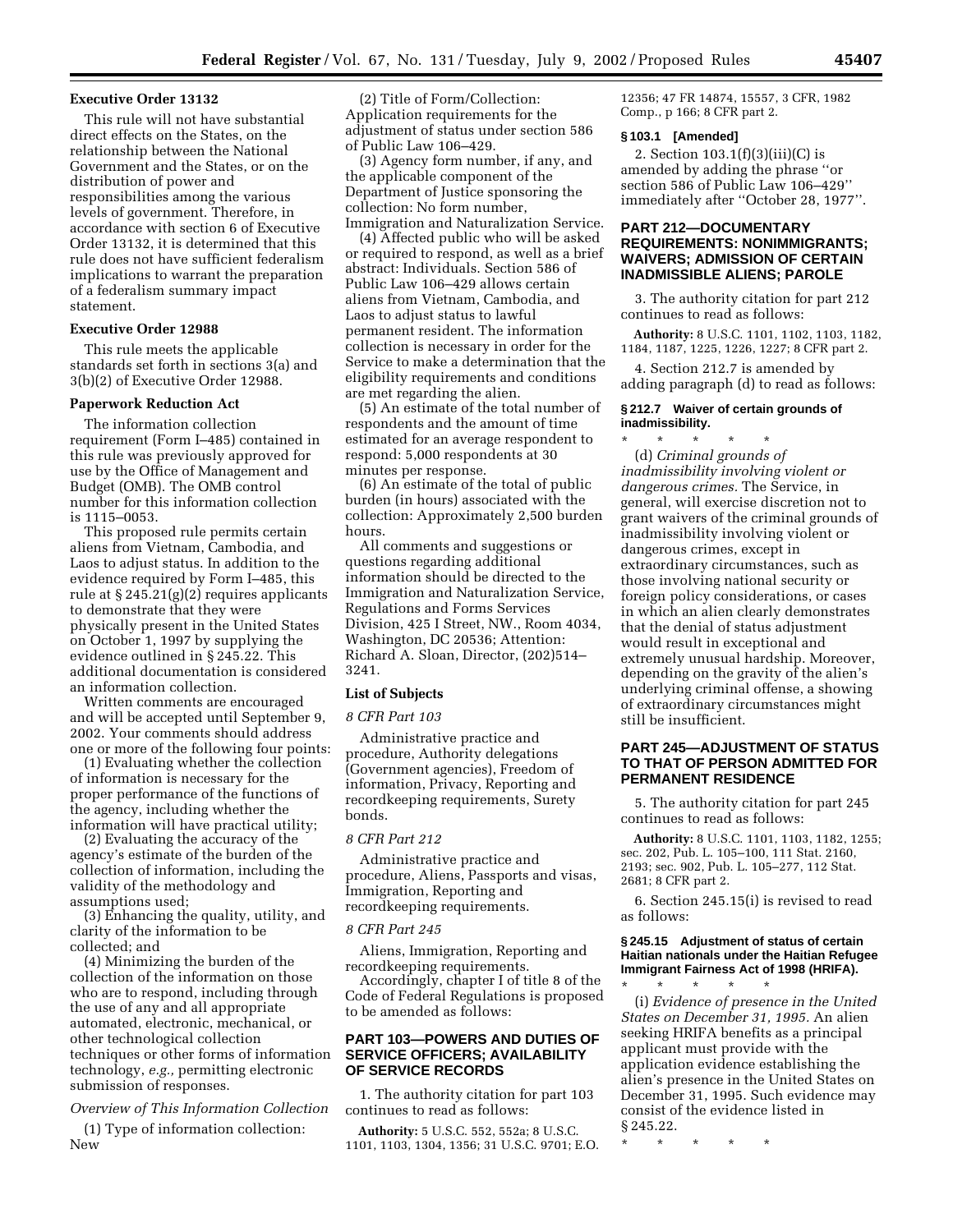### Executive Order 13132

This rule will not have substantial direct effects on the States, on the relationship between the National Government and the States, or on the distribution of power and responsibilities among the various levels of government. Therefore, in accordance with section 6 of Executive Order 13132, it is determined that this rule does not have sufficient federalism implications to warrant the preparation of a federalism summary impact statement.

### Executive Order 12988

This rule meets the applicable standards set forth in sections 3(a) and 3(b)(2) of Executive Order 12988.

### Paperwork Reduction Act

The information collection requirement (Form I–485) contained in this rule was previously approved for use by the Office of Management and Budget (OMB). The OMB control number for this information collection is 1115–0053.

This proposed rule permits certain aliens from Vietnam, Cambodia, and Laos to adjust status. In addition to the evidence required by Form I–485, this rule at § 245.21(g)(2) requires applicants to demonstrate that they were physically present in the United States on October 1, 1997 by supplying the evidence outlined in § 245.22. This additional documentation is considered an information collection.

Written comments are encouraged and will be accepted until September 9, 2002. Your comments should address one or more of the following four points:

(1) Evaluating whether the collection of information is necessary for the proper performance of the functions of the agency, including whether the information will have practical utility;

(2) Evaluating the accuracy of the agency's estimate of the burden of the collection of information, including the validity of the methodology and assumptions used;

(3) Enhancing the quality, utility, and clarity of the information to be collected; and

(4) Minimizing the burden of the collection of the information on those who are to respond, including through the use of any and all appropriate automated, electronic, mechanical, or other technological collection techniques or other forms of information technology, *e.g.,* permitting electronic submission of responses.

*Overview of This Information Collection*

(1) Type of information collection: New

(2) Title of Form/Collection: Application requirements for the adjustment of status under section 586 of Public Law 106–429.

(3) Agency form number, if any, and the applicable component of the Department of Justice sponsoring the collection: No form number, Immigration and Naturalization Service.

(4) Affected public who will be asked or required to respond, as well as a brief abstract: Individuals. Section 586 of Public Law 106–429 allows certain aliens from Vietnam, Cambodia, and Laos to adjust status to lawful permanent resident. The information collection is necessary in order for the Service to make a determination that the eligibility requirements and conditions are met regarding the alien.

(5) An estimate of the total number of respondents and the amount of time estimated for an average respondent to respond: 5,000 respondents at 30 minutes per response.

(6) An estimate of the total of public burden (in hours) associated with the collection: Approximately 2,500 burden hours.

All comments and suggestions or questions regarding additional information should be directed to the Immigration and Naturalization Service, Regulations and Forms Services Division, 425 I Street, NW., Room 4034, Washington, DC 20536; Attention: Richard A. Sloan, Director, (202)514–3241.

### List of Subjects

*8 CFR Part 103*

Administrative practice and procedure, Authority delegations (Government agencies), Freedom of information, Privacy, Reporting and recordkeeping requirements, Surety bonds.

*8 CFR Part 212*

Administrative practice and procedure, Aliens, Passports and visas, Immigration, Reporting and recordkeeping requirements.

*8 CFR Part 245*

Aliens, Immigration, Reporting and recordkeeping requirements.

Accordingly, chapter I of title 8 of the Code of Federal Regulations is proposed to be amended as follows:

## PART 103—POWERS AND DUTIES OF SERVICE OFFICERS; AVAILABILITY OF SERVICE RECORDS

1. The authority citation for part 103 continues to read as follows:

**Authority:** 5 U.S.C. 552, 552a; 8 U.S.C. 1101, 1103, 1304, 1356; 31 U.S.C. 9701; E.O. 12356; 47 FR 14874, 15557, 3 CFR, 1982 Comp., p 166; 8 CFR part 2.

#### § 103.1 [Amended]

2. Section 103.1(f)(3)(iii)(C) is amended by adding the phrase ''or section 586 of Public Law 106–429'' immediately after ''October 28, 1977''.

## PART 212—DOCUMENTARY REQUIREMENTS: NONIMMIGRANTS; WAIVERS; ADMISSION OF CERTAIN INADMISSIBLE ALIENS; PAROLE

3. The authority citation for part 212 continues to read as follows:

**Authority:** 8 U.S.C. 1101, 1102, 1103, 1182, 1184, 1187, 1225, 1226, 1227; 8 CFR part 2.

4. Section 212.7 is amended by adding paragraph (d) to read as follows:

#### § 212.7 Waiver of certain grounds of inadmissibility.

\* \* \* \* \*

(d) *Criminal grounds of inadmissibility involving violent or dangerous crimes.* The Service, in general, will exercise discretion not to grant waivers of the criminal grounds of inadmissibility involving violent or dangerous crimes, except in extraordinary circumstances, such as those involving national security or foreign policy considerations, or cases in which an alien clearly demonstrates that the denial of status adjustment would result in exceptional and extremely unusual hardship. Moreover, depending on the gravity of the alien's underlying criminal offense, a showing of extraordinary circumstances might still be insufficient.

## PART 245—ADJUSTMENT OF STATUS TO THAT OF PERSON ADMITTED FOR PERMANENT RESIDENCE

5. The authority citation for part 245 continues to read as follows:

**Authority:** 8 U.S.C. 1101, 1103, 1182, 1255; sec. 202, Pub. L. 105–100, 111 Stat. 2160, 2193; sec. 902, Pub. L. 105–277, 112 Stat. 2681; 8 CFR part 2.

6. Section 245.15(i) is revised to read as follows:

#### § 245.15 Adjustment of status of certain Haitian nationals under the Haitian Refugee Immigrant Fairness Act of 1998 (HRIFA).

\* \* \* \* \*

(i) *Evidence of presence in the United States on December 31, 1995.* An alien seeking HRIFA benefits as a principal applicant must provide with the application evidence establishing the alien's presence in the United States on December 31, 1995. Such evidence may consist of the evidence listed in § 245.22.

\* \* \* \* \*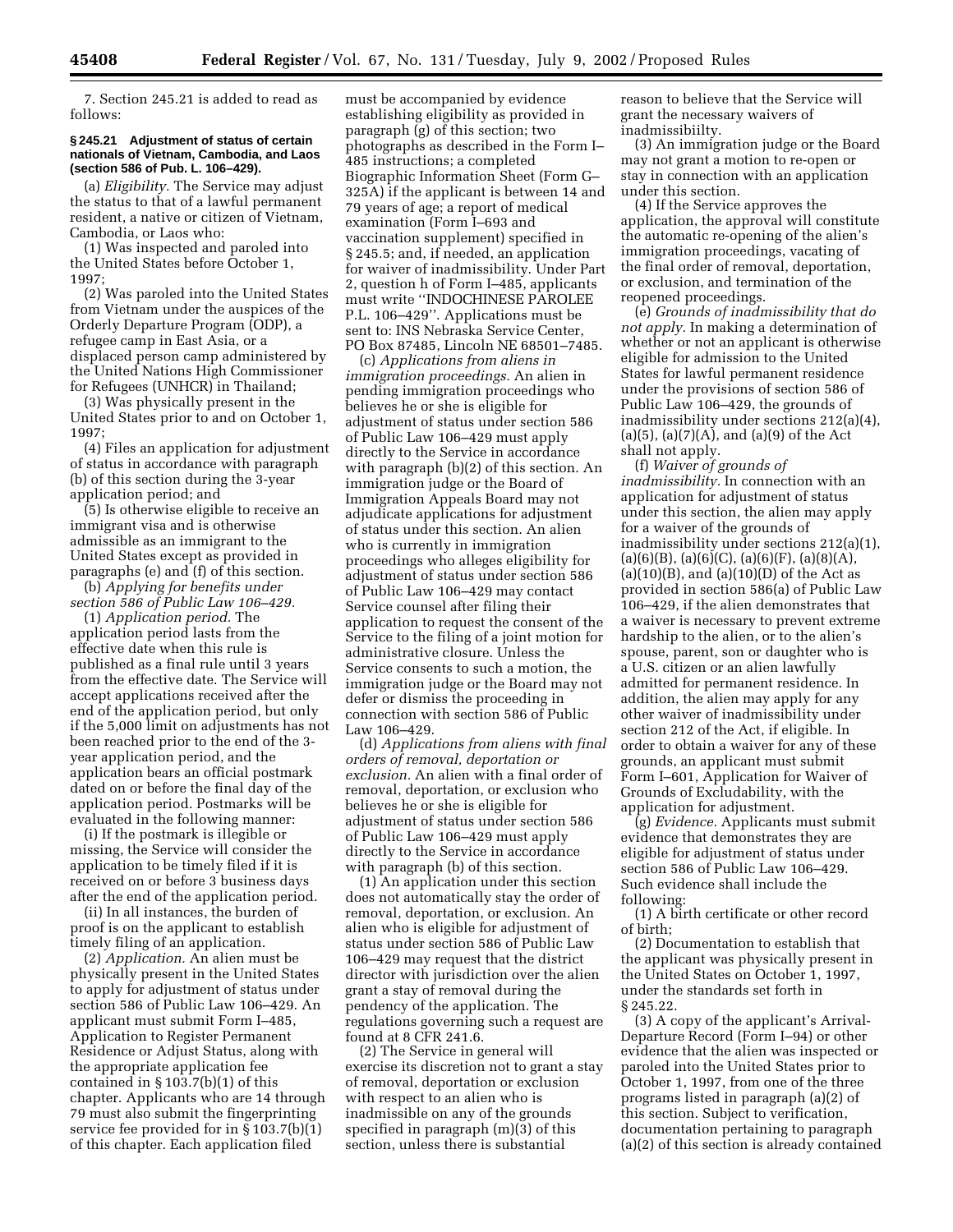7. Section 245.21 is added to read as follows:

#### § 245.21 Adjustment of status of certain nationals of Vietnam, Cambodia, and Laos (section 586 of Pub. L. 106–429).

(a) *Eligibility.* The Service may adjust the status to that of a lawful permanent resident, a native or citizen of Vietnam, Cambodia, or Laos who:

(1) Was inspected and paroled into the United States before October 1, 1997;

(2) Was paroled into the United States from Vietnam under the auspices of the Orderly Departure Program (ODP), a refugee camp in East Asia, or a displaced person camp administered by the United Nations High Commissioner for Refugees (UNHCR) in Thailand;

(3) Was physically present in the United States prior to and on October 1, 1997;

(4) Files an application for adjustment of status in accordance with paragraph (b) of this section during the 3-year application period; and

(5) Is otherwise eligible to receive an immigrant visa and is otherwise admissible as an immigrant to the United States except as provided in paragraphs (e) and (f) of this section.

(b) *Applying for benefits under section 586 of Public Law 106–429.*

(1) *Application period.* The application period lasts from the effective date when this rule is published as a final rule until 3 years from the effective date. The Service will accept applications received after the end of the application period, but only if the 5,000 limit on adjustments has not been reached prior to the end of the 3-year application period, and the application bears an official postmark dated on or before the final day of the application period. Postmarks will be evaluated in the following manner:

(i) If the postmark is illegible or missing, the Service will consider the application to be timely filed if it is received on or before 3 business days after the end of the application period.

(ii) In all instances, the burden of proof is on the applicant to establish timely filing of an application.

(2) *Application.* An alien must be physically present in the United States to apply for adjustment of status under section 586 of Public Law 106–429. An applicant must submit Form I–485, Application to Register Permanent Residence or Adjust Status, along with the appropriate application fee contained in § 103.7(b)(1) of this chapter. Applicants who are 14 through 79 must also submit the fingerprinting service fee provided for in § 103.7(b)(1) of this chapter. Each application filed must be accompanied by evidence establishing eligibility as provided in paragraph (g) of this section; two photographs as described in the Form I–485 instructions; a completed Biographic Information Sheet (Form G–325A) if the applicant is between 14 and 79 years of age; a report of medical examination (Form I–693 and vaccination supplement) specified in § 245.5; and, if needed, an application for waiver of inadmissibility. Under Part 2, question h of Form I–485, applicants must write ''INDOCHINESE PAROLEE P.L. 106–429''. Applications must be sent to: INS Nebraska Service Center, PO Box 87485, Lincoln NE 68501–7485.

(c) *Applications from aliens in immigration proceedings.* An alien in pending immigration proceedings who believes he or she is eligible for adjustment of status under section 586 of Public Law 106–429 must apply directly to the Service in accordance with paragraph (b)(2) of this section. An immigration judge or the Board of Immigration Appeals Board may not adjudicate applications for adjustment of status under this section. An alien who is currently in immigration proceedings who alleges eligibility for adjustment of status under section 586 of Public Law 106–429 may contact Service counsel after filing their application to request the consent of the Service to the filing of a joint motion for administrative closure. Unless the Service consents to such a motion, the immigration judge or the Board may not defer or dismiss the proceeding in connection with section 586 of Public Law 106–429.

(d) *Applications from aliens with final orders of removal, deportation or exclusion.* An alien with a final order of removal, deportation, or exclusion who believes he or she is eligible for adjustment of status under section 586 of Public Law 106–429 must apply directly to the Service in accordance with paragraph (b) of this section.

(1) An application under this section does not automatically stay the order of removal, deportation, or exclusion. An alien who is eligible for adjustment of status under section 586 of Public Law 106–429 may request that the district director with jurisdiction over the alien grant a stay of removal during the pendency of the application. The regulations governing such a request are found at 8 CFR 241.6.

(2) The Service in general will exercise its discretion not to grant a stay of removal, deportation or exclusion with respect to an alien who is inadmissible on any of the grounds specified in paragraph (m)(3) of this section, unless there is substantial reason to believe that the Service will grant the necessary waivers of inadmissibiilty.

(3) An immigration judge or the Board may not grant a motion to re-open or stay in connection with an application under this section.

(4) If the Service approves the application, the approval will constitute the automatic re-opening of the alien's immigration proceedings, vacating of the final order of removal, deportation, or exclusion, and termination of the reopened proceedings.

(e) *Grounds of inadmissibility that do not apply.* In making a determination of whether or not an applicant is otherwise eligible for admission to the United States for lawful permanent residence under the provisions of section 586 of Public Law 106–429, the grounds of inadmissibility under sections 212(a)(4), (a)(5), (a)(7)(A), and (a)(9) of the Act shall not apply.

(f) *Waiver of grounds of inadmissibility.* In connection with an application for adjustment of status under this section, the alien may apply for a waiver of the grounds of inadmissibility under sections 212(a)(1), (a)(6)(B), (a)(6)(C), (a)(6)(F), (a)(8)(A), (a)(10)(B), and (a)(10)(D) of the Act as provided in section 586(a) of Public Law 106–429, if the alien demonstrates that a waiver is necessary to prevent extreme hardship to the alien, or to the alien's spouse, parent, son or daughter who is a U.S. citizen or an alien lawfully admitted for permanent residence. In addition, the alien may apply for any other waiver of inadmissibility under section 212 of the Act, if eligible. In order to obtain a waiver for any of these grounds, an applicant must submit Form I–601, Application for Waiver of Grounds of Excludability, with the application for adjustment.

(g) *Evidence.* Applicants must submit evidence that demonstrates they are eligible for adjustment of status under section 586 of Public Law 106–429. Such evidence shall include the following:

(1) A birth certificate or other record of birth;

(2) Documentation to establish that the applicant was physically present in the United States on October 1, 1997, under the standards set forth in § 245.22.

(3) A copy of the applicant's Arrival-Departure Record (Form I–94) or other evidence that the alien was inspected or paroled into the United States prior to October 1, 1997, from one of the three programs listed in paragraph (a)(2) of this section. Subject to verification, documentation pertaining to paragraph (a)(2) of this section is already contained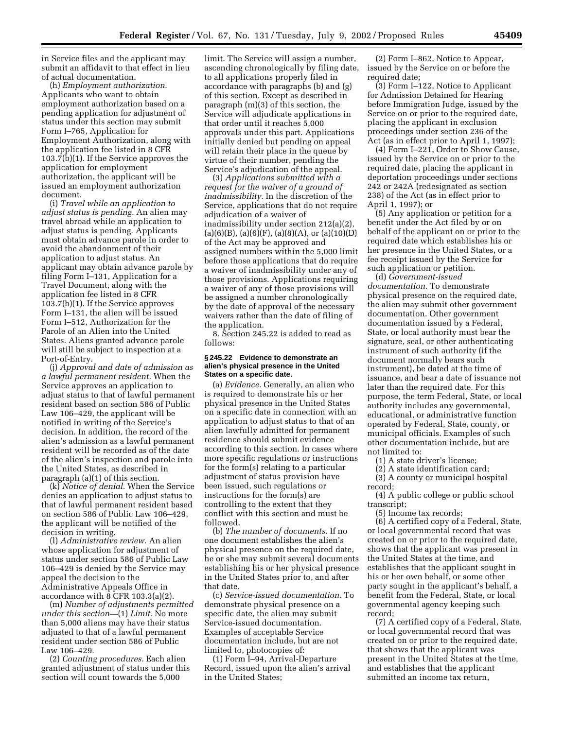in Service files and the applicant may submit an affidavit to that effect in lieu of actual documentation.

(h) *Employment authorization.* Applicants who want to obtain employment authorization based on a pending application for adjustment of status under this section may submit Form I–765, Application for Employment Authorization, along with the application fee listed in 8 CFR 103.7(b)(1). If the Service approves the application for employment authorization, the applicant will be issued an employment authorization document.

(i) *Travel while an application to adjust status is pending.* An alien may travel abroad while an application to adjust status is pending. Applicants must obtain advance parole in order to avoid the abandonment of their application to adjust status. An applicant may obtain advance parole by filing Form I–131, Application for a Travel Document, along with the application fee listed in 8 CFR 103.7(b)(1). If the Service approves Form I–131, the alien will be issued Form I–512, Authorization for the Parole of an Alien into the United States. Aliens granted advance parole will still be subject to inspection at a Port-of-Entry.

(j) *Approval and date of admission as a lawful permanent resident.* When the Service approves an application to adjust status to that of lawful permanent resident based on section 586 of Public Law 106–429, the applicant will be notified in writing of the Service's decision. In addition, the record of the alien's admission as a lawful permanent resident will be recorded as of the date of the alien's inspection and parole into the United States, as described in paragraph (a)(1) of this section.

(k) *Notice of denial.* When the Service denies an application to adjust status to that of lawful permanent resident based on section 586 of Public Law 106–429, the applicant will be notified of the decision in writing.

(l) *Administrative review.* An alien whose application for adjustment of status under section 586 of Public Law 106–429 is denied by the Service may appeal the decision to the Administrative Appeals Office in accordance with 8 CFR 103.3(a)(2).

(m) *Number of adjustments permitted under this section*—(1) *Limit.* No more than 5,000 aliens may have their status adjusted to that of a lawful permanent resident under section 586 of Public Law 106–429.

(2) *Counting procedures.* Each alien granted adjustment of status under this section will count towards the 5,000 limit. The Service will assign a number, ascending chronologically by filing date, to all applications properly filed in accordance with paragraphs (b) and (g) of this section. Except as described in paragraph (m)(3) of this section, the Service will adjudicate applications in that order until it reaches 5,000 approvals under this part. Applications initially denied but pending on appeal will retain their place in the queue by virtue of their number, pending the Service's adjudication of the appeal.

(3) *Applications submitted with a request for the waiver of a ground of inadmissibility.* In the discretion of the Service, applications that do not require adjudication of a waiver of inadmissibility under section 212(a)(2), (a)(6)(B), (a)(6)(F), (a)(8)(A), or (a)(10)(D) of the Act may be approved and assigned numbers within the 5,000 limit before those applications that do require a waiver of inadmissibility under any of those provisions. Applications requiring a waiver of any of those provisions will be assigned a number chronologically by the date of approval of the necessary waivers rather than the date of filing of the application.

8. Section 245.22 is added to read as follows:

**§ 245.22 Evidence to demonstrate an alien's physical presence in the United States on a specific date.**

(a) *Evidence.* Generally, an alien who is required to demonstrate his or her physical presence in the United States on a specific date in connection with an application to adjust status to that of an alien lawfully admitted for permanent residence should submit evidence according to this section. In cases where more specific regulations or instructions for the form(s) relating to a particular adjustment of status provision have been issued, such regulations or instructions for the form(s) are controlling to the extent that they conflict with this section and must be followed.

(b) *The number of documents.* If no one document establishes the alien's physical presence on the required date, he or she may submit several documents establishing his or her physical presence in the United States prior to, and after that date.

(c) *Service-issued documentation.* To demonstrate physical presence on a specific date, the alien may submit Service-issued documentation. Examples of acceptable Service documentation include, but are not limited to, photocopies of:

(1) Form I–94, Arrival-Departure Record, issued upon the alien's arrival in the United States;

(2) Form I–862, Notice to Appear, issued by the Service on or before the required date;

(3) Form I–122, Notice to Applicant for Admission Detained for Hearing before Immigration Judge, issued by the Service on or prior to the required date, placing the applicant in exclusion proceedings under section 236 of the Act (as in effect prior to April 1, 1997);

(4) Form I–221, Order to Show Cause, issued by the Service on or prior to the required date, placing the applicant in deportation proceedings under sections 242 or 242A (redesignated as section 238) of the Act (as in effect prior to April 1, 1997); or

(5) Any application or petition for a benefit under the Act filed by or on behalf of the applicant on or prior to the required date which establishes his or her presence in the United States, or a fee receipt issued by the Service for such application or petition.

(d) *Government-issued documentation.* To demonstrate physical presence on the required date, the alien may submit other government documentation. Other government documentation issued by a Federal, State, or local authority must bear the signature, seal, or other authenticating instrument of such authority (if the document normally bears such instrument), be dated at the time of issuance, and bear a date of issuance not later than the required date. For this purpose, the term Federal, State, or local authority includes any governmental, educational, or administrative function operated by Federal, State, county, or municipal officials. Examples of such other documentation include, but are not limited to:

(1) A state driver's license;

(2) A state identification card;

(3) A county or municipal hospital record;

(4) A public college or public school transcript;

(5) Income tax records;

(6) A certified copy of a Federal, State, or local governmental record that was created on or prior to the required date, shows that the applicant was present in the United States at the time, and establishes that the applicant sought in his or her own behalf, or some other party sought in the applicant's behalf, a benefit from the Federal, State, or local governmental agency keeping such record;

(7) A certified copy of a Federal, State, or local governmental record that was created on or prior to the required date, that shows that the applicant was present in the United States at the time, and establishes that the applicant submitted an income tax return,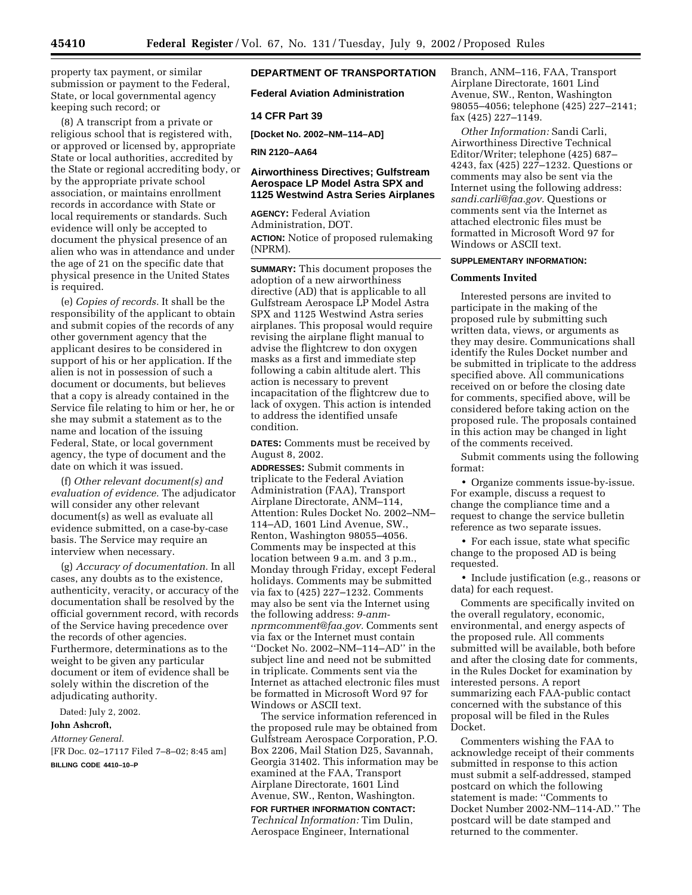property tax payment, or similar submission or payment to the Federal, State, or local governmental agency keeping such record; or

(8) A transcript from a private or religious school that is registered with, or approved or licensed by, appropriate State or local authorities, accredited by the State or regional accrediting body, or by the appropriate private school association, or maintains enrollment records in accordance with State or local requirements or standards. Such evidence will only be accepted to document the physical presence of an alien who was in attendance and under the age of 21 on the specific date that physical presence in the United States is required.

(e) *Copies of records.* It shall be the responsibility of the applicant to obtain and submit copies of the records of any other government agency that the applicant desires to be considered in support of his or her application. If the alien is not in possession of such a document or documents, but believes that a copy is already contained in the Service file relating to him or her, he or she may submit a statement as to the name and location of the issuing Federal, State, or local government agency, the type of document and the date on which it was issued.

(f) *Other relevant document(s) and evaluation of evidence.* The adjudicator will consider any other relevant document(s) as well as evaluate all evidence submitted, on a case-by-case basis. The Service may require an interview when necessary.

(g) *Accuracy of documentation.* In all cases, any doubts as to the existence, authenticity, veracity, or accuracy of the documentation shall be resolved by the official government record, with records of the Service having precedence over the records of other agencies. Furthermore, determinations as to the weight to be given any particular document or item of evidence shall be solely within the discretion of the adjudicating authority.

Dated: July 2, 2002.

**John Ashcroft,**

*Attorney General.*

[FR Doc. 02–17117 Filed 7–8–02; 8:45 am]

**BILLING CODE 4410–10–P**

**DEPARTMENT OF TRANSPORTATION**

**Federal Aviation Administration**

**14 CFR Part 39**

**[Docket No. 2002–NM–114–AD]**

**RIN 2120–AA64**

## Airworthiness Directives; Gulfstream Aerospace LP Model Astra SPX and 1125 Westwind Astra Series Airplanes

**AGENCY:** Federal Aviation Administration, DOT.

**ACTION:** Notice of proposed rulemaking (NPRM).

**SUMMARY:** This document proposes the adoption of a new airworthiness directive (AD) that is applicable to all Gulfstream Aerospace LP Model Astra SPX and 1125 Westwind Astra series airplanes. This proposal would require revising the airplane flight manual to advise the flightcrew to don oxygen masks as a first and immediate step following a cabin altitude alert. This action is necessary to prevent incapacitation of the flightcrew due to lack of oxygen. This action is intended to address the identified unsafe condition.

**DATES:** Comments must be received by August 8, 2002.

**ADDRESSES:** Submit comments in triplicate to the Federal Aviation Administration (FAA), Transport Airplane Directorate, ANM–114, Attention: Rules Docket No. 2002–NM–114–AD, 1601 Lind Avenue, SW., Renton, Washington 98055–4056. Comments may be inspected at this location between 9 a.m. and 3 p.m., Monday through Friday, except Federal holidays. Comments may be submitted via fax to (425) 227–1232. Comments may also be sent via the Internet using the following address: *9-anm-nprmcomment@faa.gov.* Comments sent via fax or the Internet must contain "Docket No. 2002–NM–114–AD" in the subject line and need not be submitted in triplicate. Comments sent via the Internet as attached electronic files must be formatted in Microsoft Word 97 for Windows or ASCII text.

The service information referenced in the proposed rule may be obtained from Gulfstream Aerospace Corporation, P.O. Box 2206, Mail Station D25, Savannah, Georgia 31402. This information may be examined at the FAA, Transport Airplane Directorate, 1601 Lind Avenue, SW., Renton, Washington.

**FOR FURTHER INFORMATION CONTACT:** *Technical Information:* Tim Dulin, Aerospace Engineer, International Branch, ANM–116, FAA, Transport Airplane Directorate, 1601 Lind Avenue, SW., Renton, Washington 98055–4056; telephone (425) 227–2141; fax (425) 227–1149.

*Other Information:* Sandi Carli, Airworthiness Directive Technical Editor/Writer; telephone (425) 687–4243, fax (425) 227–1232. Questions or comments may also be sent via the Internet using the following address: *sandi.carli@faa.gov.* Questions or comments sent via the Internet as attached electronic files must be formatted in Microsoft Word 97 for Windows or ASCII text.

**SUPPLEMENTARY INFORMATION:**

### Comments Invited

Interested persons are invited to participate in the making of the proposed rule by submitting such written data, views, or arguments as they may desire. Communications shall identify the Rules Docket number and be submitted in triplicate to the address specified above. All communications received on or before the closing date for comments, specified above, will be considered before taking action on the proposed rule. The proposals contained in this action may be changed in light of the comments received.

Submit comments using the following format:

- Organize comments issue-by-issue. For example, discuss a request to change the compliance time and a request to change the service bulletin reference as two separate issues.
- For each issue, state what specific change to the proposed AD is being requested.
- Include justification (e.g., reasons or data) for each request.

Comments are specifically invited on the overall regulatory, economic, environmental, and energy aspects of the proposed rule. All comments submitted will be available, both before and after the closing date for comments, in the Rules Docket for examination by interested persons. A report summarizing each FAA-public contact concerned with the substance of this proposal will be filed in the Rules Docket.

Commenters wishing the FAA to acknowledge receipt of their comments submitted in response to this action must submit a self-addressed, stamped postcard on which the following statement is made: "Comments to Docket Number 2002-NM–114-AD." The postcard will be date stamped and returned to the commenter.